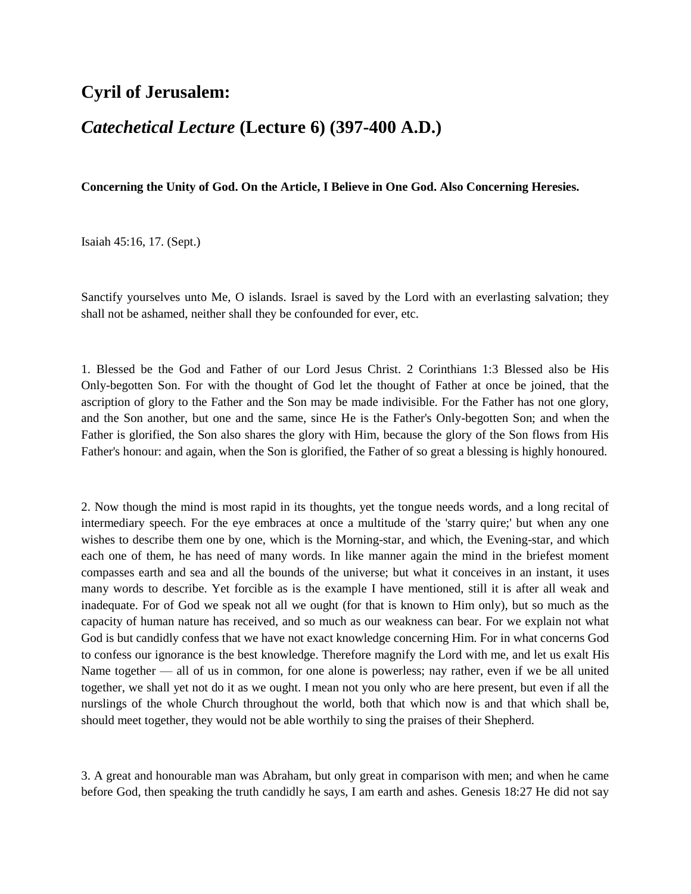# Cyril of Jerusalem:

## *Catechetical Lecture* (Lecture 6) (397-400 A.D.)

**Concerning the Unity of God. On the Article, I Believe in One God. Also Concerning Heresies.**

Isaiah 45:16, 17. (Sept.)

Sanctify yourselves unto Me, O islands. Israel is saved by the Lord with an everlasting salvation; they shall not be ashamed, neither shall they be confounded for ever, etc.

1. Blessed be the God and Father of our Lord Jesus Christ. 2 Corinthians 1:3 Blessed also be His Only-begotten Son. For with the thought of God let the thought of Father at once be joined, that the ascription of glory to the Father and the Son may be made indivisible. For the Father has not one glory, and the Son another, but one and the same, since He is the Father's Only-begotten Son; and when the Father is glorified, the Son also shares the glory with Him, because the glory of the Son flows from His Father's honour: and again, when the Son is glorified, the Father of so great a blessing is highly honoured.

2. Now though the mind is most rapid in its thoughts, yet the tongue needs words, and a long recital of intermediary speech. For the eye embraces at once a multitude of the 'starry quire;' but when any one wishes to describe them one by one, which is the Morning-star, and which, the Evening-star, and which each one of them, he has need of many words. In like manner again the mind in the briefest moment compasses earth and sea and all the bounds of the universe; but what it conceives in an instant, it uses many words to describe. Yet forcible as is the example I have mentioned, still it is after all weak and inadequate. For of God we speak not all we ought (for that is known to Him only), but so much as the capacity of human nature has received, and so much as our weakness can bear. For we explain not what God is but candidly confess that we have not exact knowledge concerning Him. For in what concerns God to confess our ignorance is the best knowledge. Therefore magnify the Lord with me, and let us exalt His Name together — all of us in common, for one alone is powerless; nay rather, even if we be all united together, we shall yet not do it as we ought. I mean not you only who are here present, but even if all the nurslings of the whole Church throughout the world, both that which now is and that which shall be, should meet together, they would not be able worthily to sing the praises of their Shepherd.

3. A great and honourable man was Abraham, but only great in comparison with men; and when he came before God, then speaking the truth candidly he says, I am earth and ashes. Genesis 18:27 He did not say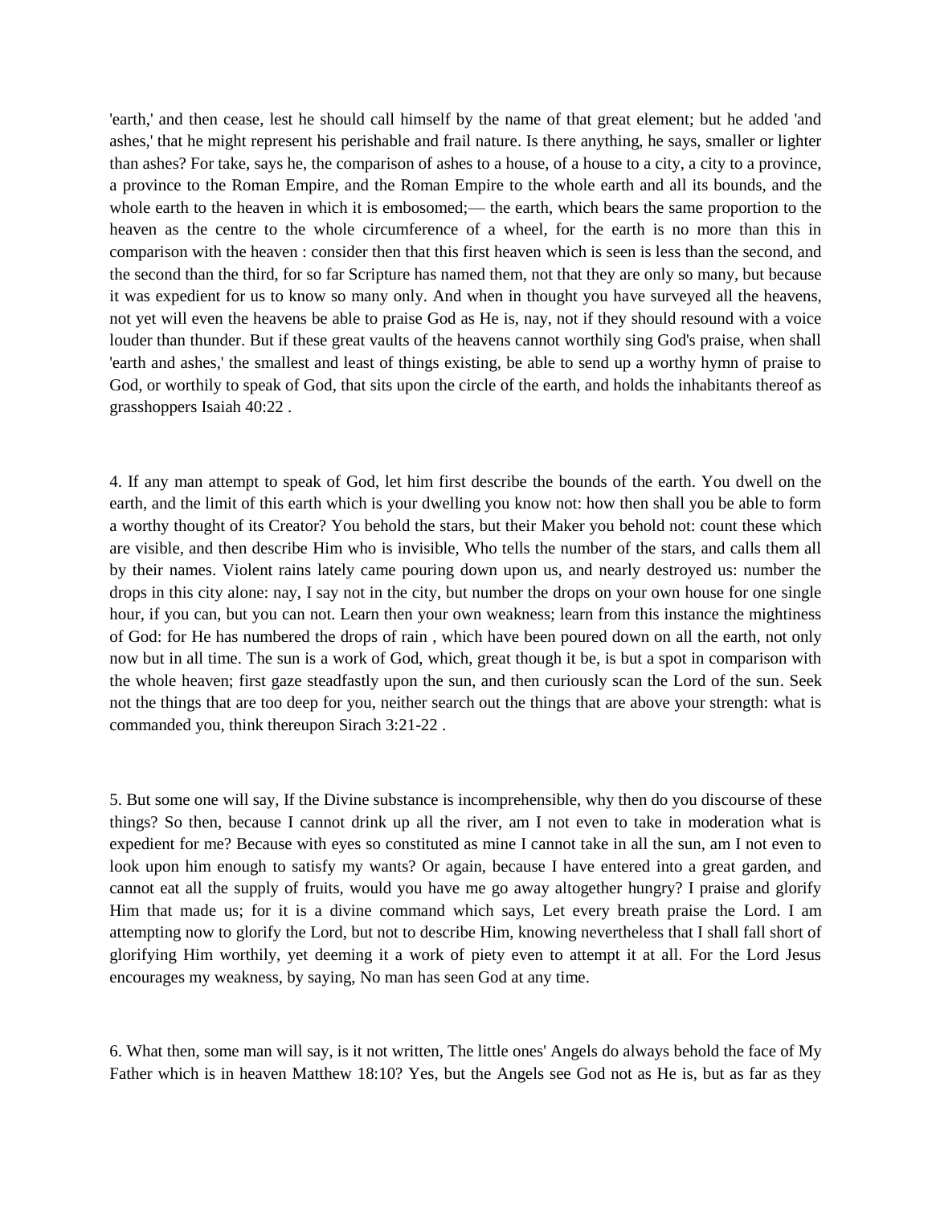'earth,' and then cease, lest he should call himself by the name of that great element; but he added 'and ashes,' that he might represent his perishable and frail nature. Is there anything, he says, smaller or lighter than ashes? For take, says he, the comparison of ashes to a house, of a house to a city, a city to a province, a province to the Roman Empire, and the Roman Empire to the whole earth and all its bounds, and the whole earth to the heaven in which it is embosomed;— the earth, which bears the same proportion to the heaven as the centre to the whole circumference of a wheel, for the earth is no more than this in comparison with the heaven : consider then that this first heaven which is seen is less than the second, and the second than the third, for so far Scripture has named them, not that they are only so many, but because it was expedient for us to know so many only. And when in thought you have surveyed all the heavens, not yet will even the heavens be able to praise God as He is, nay, not if they should resound with a voice louder than thunder. But if these great vaults of the heavens cannot worthily sing God's praise, when shall 'earth and ashes,' the smallest and least of things existing, be able to send up a worthy hymn of praise to God, or worthily to speak of God, that sits upon the circle of the earth, and holds the inhabitants thereof as grasshoppers Isaiah 40:22 .

4. If any man attempt to speak of God, let him first describe the bounds of the earth. You dwell on the earth, and the limit of this earth which is your dwelling you know not: how then shall you be able to form a worthy thought of its Creator? You behold the stars, but their Maker you behold not: count these which are visible, and then describe Him who is invisible, Who tells the number of the stars, and calls them all by their names. Violent rains lately came pouring down upon us, and nearly destroyed us: number the drops in this city alone: nay, I say not in the city, but number the drops on your own house for one single hour, if you can, but you can not. Learn then your own weakness; learn from this instance the mightiness of God: for He has numbered the drops of rain , which have been poured down on all the earth, not only now but in all time. The sun is a work of God, which, great though it be, is but a spot in comparison with the whole heaven; first gaze steadfastly upon the sun, and then curiously scan the Lord of the sun. Seek not the things that are too deep for you, neither search out the things that are above your strength: what is commanded you, think thereupon Sirach 3:21-22 .

5. But some one will say, If the Divine substance is incomprehensible, why then do you discourse of these things? So then, because I cannot drink up all the river, am I not even to take in moderation what is expedient for me? Because with eyes so constituted as mine I cannot take in all the sun, am I not even to look upon him enough to satisfy my wants? Or again, because I have entered into a great garden, and cannot eat all the supply of fruits, would you have me go away altogether hungry? I praise and glorify Him that made us; for it is a divine command which says, Let every breath praise the Lord. I am attempting now to glorify the Lord, but not to describe Him, knowing nevertheless that I shall fall short of glorifying Him worthily, yet deeming it a work of piety even to attempt it at all. For the Lord Jesus encourages my weakness, by saying, No man has seen God at any time.

6. What then, some man will say, is it not written, The little ones' Angels do always behold the face of My Father which is in heaven Matthew 18:10? Yes, but the Angels see God not as He is, but as far as they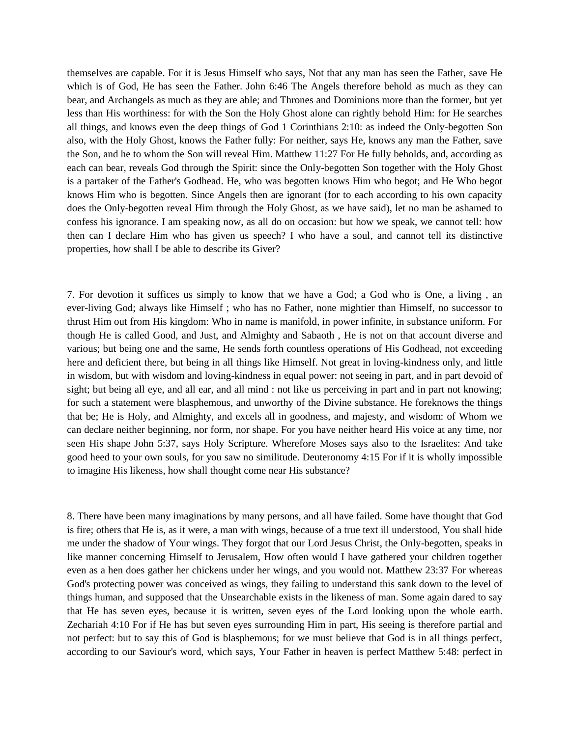themselves are capable. For it is Jesus Himself who says, Not that any man has seen the Father, save He which is of God, He has seen the Father. John 6:46 The Angels therefore behold as much as they can bear, and Archangels as much as they are able; and Thrones and Dominions more than the former, but yet less than His worthiness: for with the Son the Holy Ghost alone can rightly behold Him: for He searches all things, and knows even the deep things of God 1 Corinthians 2:10: as indeed the Only-begotten Son also, with the Holy Ghost, knows the Father fully: For neither, says He, knows any man the Father, save the Son, and he to whom the Son will reveal Him. Matthew 11:27 For He fully beholds, and, according as each can bear, reveals God through the Spirit: since the Only-begotten Son together with the Holy Ghost is a partaker of the Father's Godhead. He, who was begotten knows Him who begot; and He Who begot knows Him who is begotten. Since Angels then are ignorant (for to each according to his own capacity does the Only-begotten reveal Him through the Holy Ghost, as we have said), let no man be ashamed to confess his ignorance. I am speaking now, as all do on occasion: but how we speak, we cannot tell: how then can I declare Him who has given us speech? I who have a soul, and cannot tell its distinctive properties, how shall I be able to describe its Giver?

7. For devotion it suffices us simply to know that we have a God; a God who is One, a living , an ever-living God; always like Himself ; who has no Father, none mightier than Himself, no successor to thrust Him out from His kingdom: Who in name is manifold, in power infinite, in substance uniform. For though He is called Good, and Just, and Almighty and Sabaoth , He is not on that account diverse and various; but being one and the same, He sends forth countless operations of His Godhead, not exceeding here and deficient there, but being in all things like Himself. Not great in loving-kindness only, and little in wisdom, but with wisdom and loving-kindness in equal power: not seeing in part, and in part devoid of sight; but being all eye, and all ear, and all mind : not like us perceiving in part and in part not knowing; for such a statement were blasphemous, and unworthy of the Divine substance. He foreknows the things that be; He is Holy, and Almighty, and excels all in goodness, and majesty, and wisdom: of Whom we can declare neither beginning, nor form, nor shape. For you have neither heard His voice at any time, nor seen His shape John 5:37, says Holy Scripture. Wherefore Moses says also to the Israelites: And take good heed to your own souls, for you saw no similitude. Deuteronomy 4:15 For if it is wholly impossible to imagine His likeness, how shall thought come near His substance?

8. There have been many imaginations by many persons, and all have failed. Some have thought that God is fire; others that He is, as it were, a man with wings, because of a true text ill understood, You shall hide me under the shadow of Your wings. They forgot that our Lord Jesus Christ, the Only-begotten, speaks in like manner concerning Himself to Jerusalem, How often would I have gathered your children together even as a hen does gather her chickens under her wings, and you would not. Matthew 23:37 For whereas God's protecting power was conceived as wings, they failing to understand this sank down to the level of things human, and supposed that the Unsearchable exists in the likeness of man. Some again dared to say that He has seven eyes, because it is written, seven eyes of the Lord looking upon the whole earth. Zechariah 4:10 For if He has but seven eyes surrounding Him in part, His seeing is therefore partial and not perfect: but to say this of God is blasphemous; for we must believe that God is in all things perfect, according to our Saviour's word, which says, Your Father in heaven is perfect Matthew 5:48: perfect in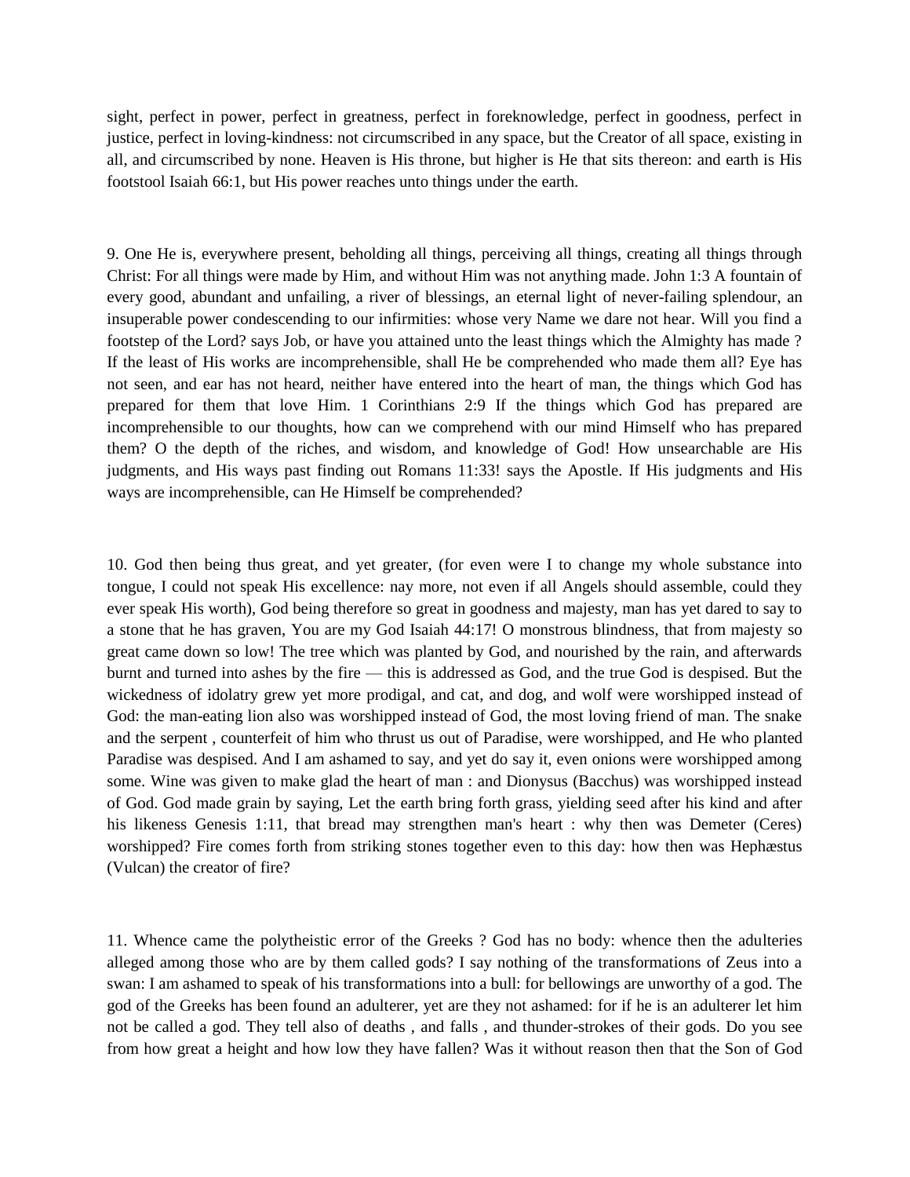sight, perfect in power, perfect in greatness, perfect in foreknowledge, perfect in goodness, perfect in justice, perfect in loving-kindness: not circumscribed in any space, but the Creator of all space, existing in all, and circumscribed by none. Heaven is His throne, but higher is He that sits thereon: and earth is His footstool Isaiah 66:1, but His power reaches unto things under the earth.

9. One He is, everywhere present, beholding all things, perceiving all things, creating all things through Christ: For all things were made by Him, and without Him was not anything made. John 1:3 A fountain of every good, abundant and unfailing, a river of blessings, an eternal light of never-failing splendour, an insuperable power condescending to our infirmities: whose very Name we dare not hear. Will you find a footstep of the Lord? says Job, or have you attained unto the least things which the Almighty has made ? If the least of His works are incomprehensible, shall He be comprehended who made them all? Eye has not seen, and ear has not heard, neither have entered into the heart of man, the things which God has prepared for them that love Him. 1 Corinthians 2:9 If the things which God has prepared are incomprehensible to our thoughts, how can we comprehend with our mind Himself who has prepared them? O the depth of the riches, and wisdom, and knowledge of God! How unsearchable are His judgments, and His ways past finding out Romans 11:33! says the Apostle. If His judgments and His ways are incomprehensible, can He Himself be comprehended?

10. God then being thus great, and yet greater, (for even were I to change my whole substance into tongue, I could not speak His excellence: nay more, not even if all Angels should assemble, could they ever speak His worth), God being therefore so great in goodness and majesty, man has yet dared to say to a stone that he has graven, You are my God Isaiah 44:17! O monstrous blindness, that from majesty so great came down so low! The tree which was planted by God, and nourished by the rain, and afterwards burnt and turned into ashes by the fire — this is addressed as God, and the true God is despised. But the wickedness of idolatry grew yet more prodigal, and cat, and dog, and wolf were worshipped instead of God: the man-eating lion also was worshipped instead of God, the most loving friend of man. The snake and the serpent , counterfeit of him who thrust us out of Paradise, were worshipped, and He who planted Paradise was despised. And I am ashamed to say, and yet do say it, even onions were worshipped among some. Wine was given to make glad the heart of man : and Dionysus (Bacchus) was worshipped instead of God. God made grain by saying, Let the earth bring forth grass, yielding seed after his kind and after his likeness Genesis 1:11, that bread may strengthen man's heart : why then was Demeter (Ceres) worshipped? Fire comes forth from striking stones together even to this day: how then was Hephæstus (Vulcan) the creator of fire?

11. Whence came the polytheistic error of the Greeks ? God has no body: whence then the adulteries alleged among those who are by them called gods? I say nothing of the transformations of Zeus into a swan: I am ashamed to speak of his transformations into a bull: for bellowings are unworthy of a god. The god of the Greeks has been found an adulterer, yet are they not ashamed: for if he is an adulterer let him not be called a god. They tell also of deaths , and falls , and thunder-strokes of their gods. Do you see from how great a height and how low they have fallen? Was it without reason then that the Son of God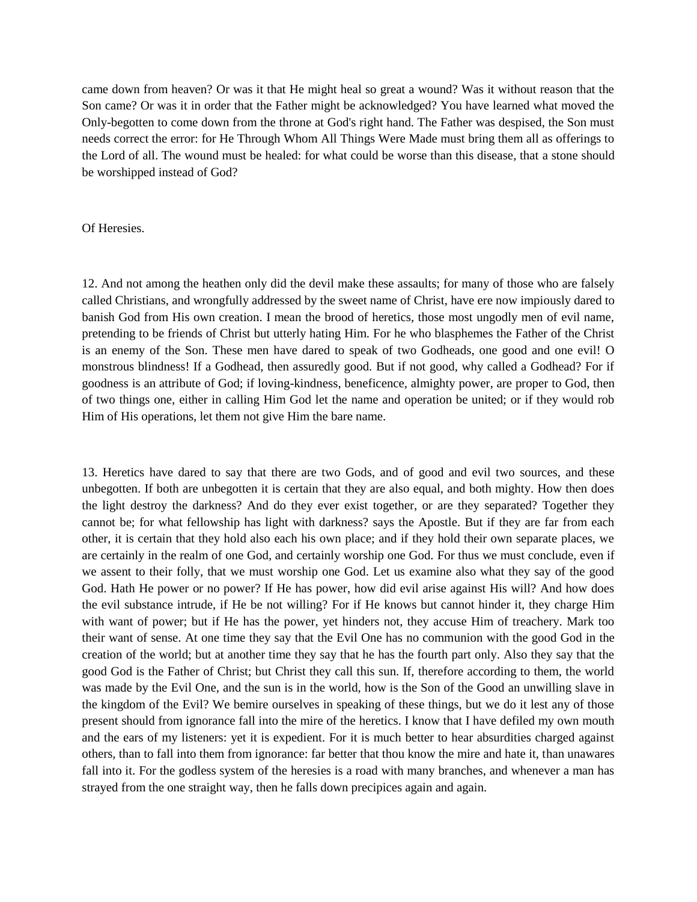came down from heaven? Or was it that He might heal so great a wound? Was it without reason that the Son came? Or was it in order that the Father might be acknowledged? You have learned what moved the Only-begotten to come down from the throne at God's right hand. The Father was despised, the Son must needs correct the error: for He Through Whom All Things Were Made must bring them all as offerings to the Lord of all. The wound must be healed: for what could be worse than this disease, that a stone should be worshipped instead of God?

## Of Heresies.

12. And not among the heathen only did the devil make these assaults; for many of those who are falsely called Christians, and wrongfully addressed by the sweet name of Christ, have ere now impiously dared to banish God from His own creation. I mean the brood of heretics, those most ungodly men of evil name, pretending to be friends of Christ but utterly hating Him. For he who blasphemes the Father of the Christ is an enemy of the Son. These men have dared to speak of two Godheads, one good and one evil! O monstrous blindness! If a Godhead, then assuredly good. But if not good, why called a Godhead? For if goodness is an attribute of God; if loving-kindness, beneficence, almighty power, are proper to God, then of two things one, either in calling Him God let the name and operation be united; or if they would rob Him of His operations, let them not give Him the bare name.

13. Heretics have dared to say that there are two Gods, and of good and evil two sources, and these unbegotten. If both are unbegotten it is certain that they are also equal, and both mighty. How then does the light destroy the darkness? And do they ever exist together, or are they separated? Together they cannot be; for what fellowship has light with darkness? says the Apostle. But if they are far from each other, it is certain that they hold also each his own place; and if they hold their own separate places, we are certainly in the realm of one God, and certainly worship one God. For thus we must conclude, even if we assent to their folly, that we must worship one God. Let us examine also what they say of the good God. Hath He power or no power? If He has power, how did evil arise against His will? And how does the evil substance intrude, if He be not willing? For if He knows but cannot hinder it, they charge Him with want of power; but if He has the power, yet hinders not, they accuse Him of treachery. Mark too their want of sense. At one time they say that the Evil One has no communion with the good God in the creation of the world; but at another time they say that he has the fourth part only. Also they say that the good God is the Father of Christ; but Christ they call this sun. If, therefore according to them, the world was made by the Evil One, and the sun is in the world, how is the Son of the Good an unwilling slave in the kingdom of the Evil? We bemire ourselves in speaking of these things, but we do it lest any of those present should from ignorance fall into the mire of the heretics. I know that I have defiled my own mouth and the ears of my listeners: yet it is expedient. For it is much better to hear absurdities charged against others, than to fall into them from ignorance: far better that thou know the mire and hate it, than unawares fall into it. For the godless system of the heresies is a road with many branches, and whenever a man has strayed from the one straight way, then he falls down precipices again and again.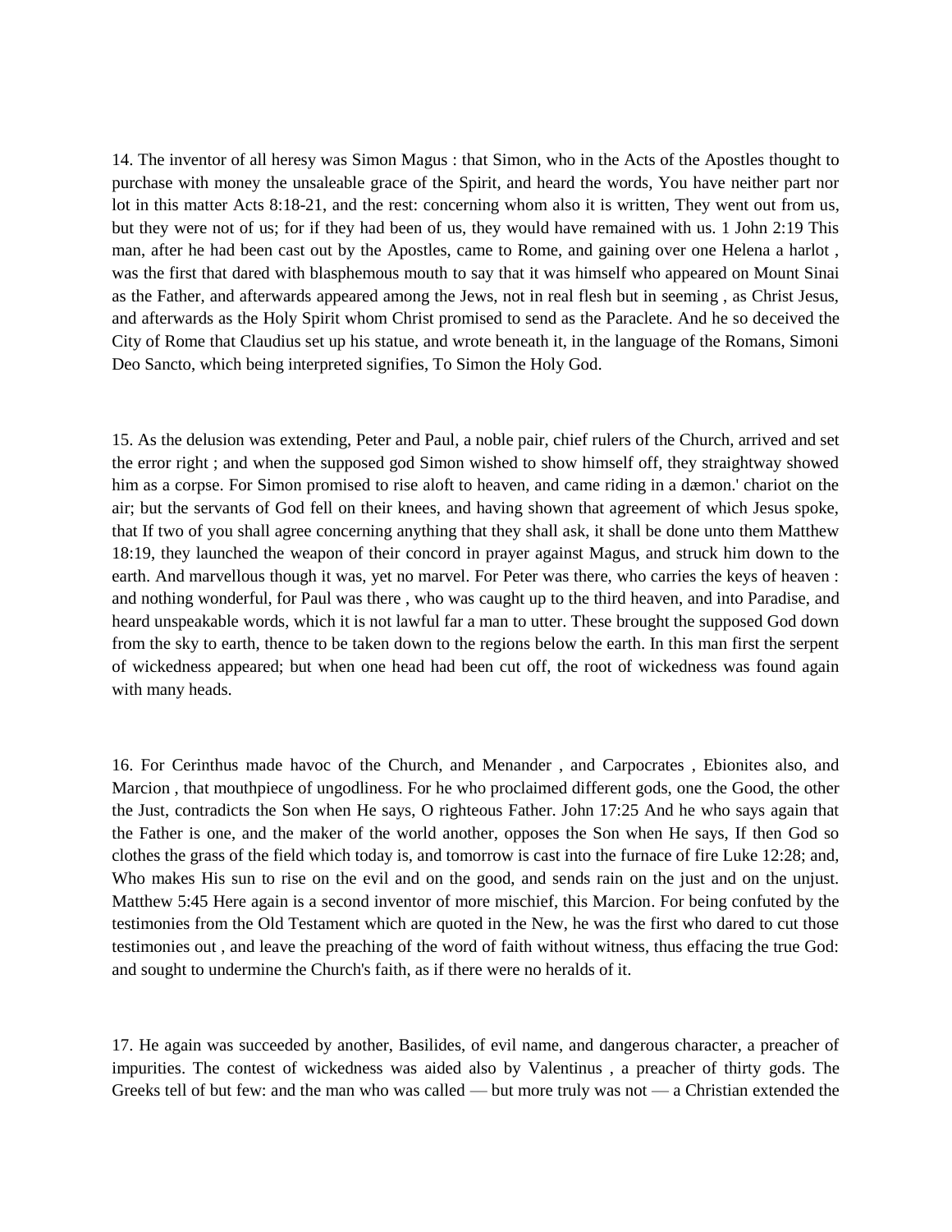14. The inventor of all heresy was Simon Magus : that Simon, who in the Acts of the Apostles thought to purchase with money the unsaleable grace of the Spirit, and heard the words, You have neither part nor lot in this matter Acts 8:18-21, and the rest: concerning whom also it is written, They went out from us, but they were not of us; for if they had been of us, they would have remained with us. 1 John 2:19 This man, after he had been cast out by the Apostles, came to Rome, and gaining over one Helena a harlot , was the first that dared with blasphemous mouth to say that it was himself who appeared on Mount Sinai as the Father, and afterwards appeared among the Jews, not in real flesh but in seeming , as Christ Jesus, and afterwards as the Holy Spirit whom Christ promised to send as the Paraclete. And he so deceived the City of Rome that Claudius set up his statue, and wrote beneath it, in the language of the Romans, Simoni Deo Sancto, which being interpreted signifies, To Simon the Holy God.

15. As the delusion was extending, Peter and Paul, a noble pair, chief rulers of the Church, arrived and set the error right ; and when the supposed god Simon wished to show himself off, they straightway showed him as a corpse. For Simon promised to rise aloft to heaven, and came riding in a dæmon.' chariot on the air; but the servants of God fell on their knees, and having shown that agreement of which Jesus spoke, that If two of you shall agree concerning anything that they shall ask, it shall be done unto them Matthew 18:19, they launched the weapon of their concord in prayer against Magus, and struck him down to the earth. And marvellous though it was, yet no marvel. For Peter was there, who carries the keys of heaven : and nothing wonderful, for Paul was there , who was caught up to the third heaven, and into Paradise, and heard unspeakable words, which it is not lawful far a man to utter. These brought the supposed God down from the sky to earth, thence to be taken down to the regions below the earth. In this man first the serpent of wickedness appeared; but when one head had been cut off, the root of wickedness was found again with many heads.

16. For Cerinthus made havoc of the Church, and Menander , and Carpocrates , Ebionites also, and Marcion , that mouthpiece of ungodliness. For he who proclaimed different gods, one the Good, the other the Just, contradicts the Son when He says, O righteous Father. John 17:25 And he who says again that the Father is one, and the maker of the world another, opposes the Son when He says, If then God so clothes the grass of the field which today is, and tomorrow is cast into the furnace of fire Luke 12:28; and, Who makes His sun to rise on the evil and on the good, and sends rain on the just and on the unjust. Matthew 5:45 Here again is a second inventor of more mischief, this Marcion. For being confuted by the testimonies from the Old Testament which are quoted in the New, he was the first who dared to cut those testimonies out , and leave the preaching of the word of faith without witness, thus effacing the true God: and sought to undermine the Church's faith, as if there were no heralds of it.

17. He again was succeeded by another, Basilides, of evil name, and dangerous character, a preacher of impurities. The contest of wickedness was aided also by Valentinus , a preacher of thirty gods. The Greeks tell of but few: and the man who was called — but more truly was not — a Christian extended the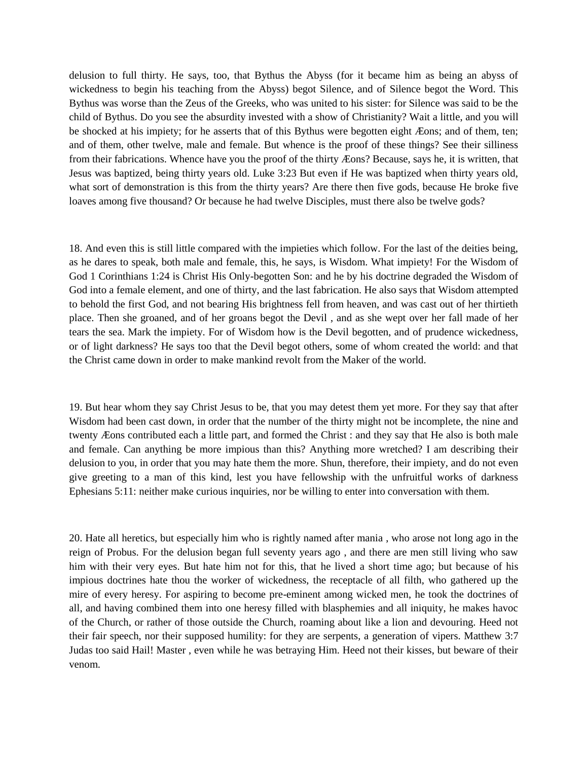delusion to full thirty. He says, too, that Bythus the Abyss (for it became him as being an abyss of wickedness to begin his teaching from the Abyss) begot Silence, and of Silence begot the Word. This Bythus was worse than the Zeus of the Greeks, who was united to his sister: for Silence was said to be the child of Bythus. Do you see the absurdity invested with a show of Christianity? Wait a little, and you will be shocked at his impiety; for he asserts that of this Bythus were begotten eight Æons; and of them, ten; and of them, other twelve, male and female. But whence is the proof of these things? See their silliness from their fabrications. Whence have you the proof of the thirty Æons? Because, says he, it is written, that Jesus was baptized, being thirty years old. Luke 3:23 But even if He was baptized when thirty years old, what sort of demonstration is this from the thirty years? Are there then five gods, because He broke five loaves among five thousand? Or because he had twelve Disciples, must there also be twelve gods?

18. And even this is still little compared with the impieties which follow. For the last of the deities being, as he dares to speak, both male and female, this, he says, is Wisdom. What impiety! For the Wisdom of God 1 Corinthians 1:24 is Christ His Only-begotten Son: and he by his doctrine degraded the Wisdom of God into a female element, and one of thirty, and the last fabrication. He also says that Wisdom attempted to behold the first God, and not bearing His brightness fell from heaven, and was cast out of her thirtieth place. Then she groaned, and of her groans begot the Devil , and as she wept over her fall made of her tears the sea. Mark the impiety. For of Wisdom how is the Devil begotten, and of prudence wickedness, or of light darkness? He says too that the Devil begot others, some of whom created the world: and that the Christ came down in order to make mankind revolt from the Maker of the world.

19. But hear whom they say Christ Jesus to be, that you may detest them yet more. For they say that after Wisdom had been cast down, in order that the number of the thirty might not be incomplete, the nine and twenty Æons contributed each a little part, and formed the Christ : and they say that He also is both male and female. Can anything be more impious than this? Anything more wretched? I am describing their delusion to you, in order that you may hate them the more. Shun, therefore, their impiety, and do not even give greeting to a man of this kind, lest you have fellowship with the unfruitful works of darkness Ephesians 5:11: neither make curious inquiries, nor be willing to enter into conversation with them.

20. Hate all heretics, but especially him who is rightly named after mania , who arose not long ago in the reign of Probus. For the delusion began full seventy years ago , and there are men still living who saw him with their very eyes. But hate him not for this, that he lived a short time ago; but because of his impious doctrines hate thou the worker of wickedness, the receptacle of all filth, who gathered up the mire of every heresy. For aspiring to become pre-eminent among wicked men, he took the doctrines of all, and having combined them into one heresy filled with blasphemies and all iniquity, he makes havoc of the Church, or rather of those outside the Church, roaming about like a lion and devouring. Heed not their fair speech, nor their supposed humility: for they are serpents, a generation of vipers. Matthew 3:7 Judas too said Hail! Master , even while he was betraying Him. Heed not their kisses, but beware of their venom.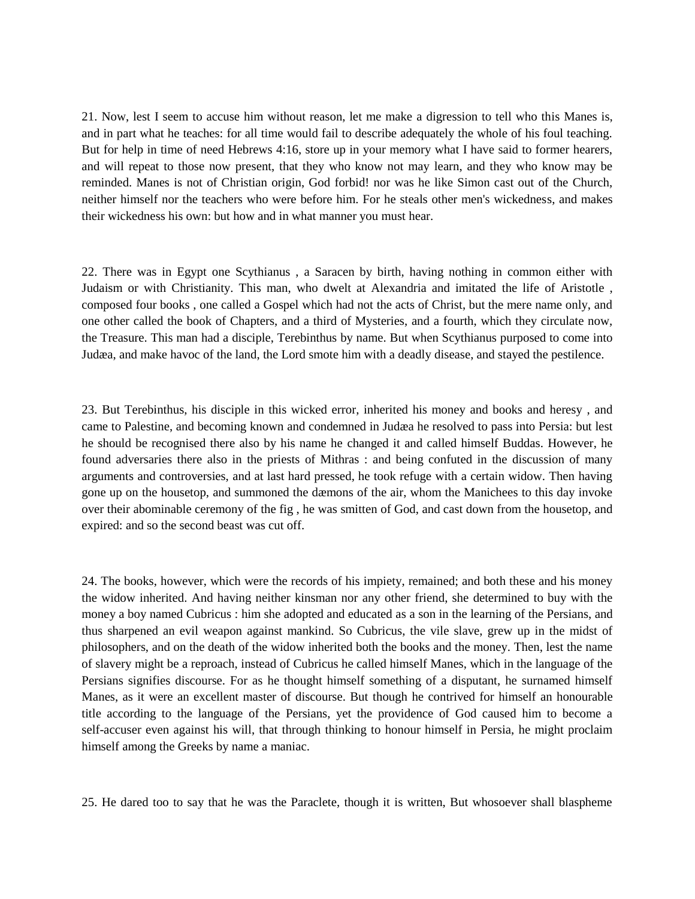21. Now, lest I seem to accuse him without reason, let me make a digression to tell who this Manes is, and in part what he teaches: for all time would fail to describe adequately the whole of his foul teaching. But for help in time of need Hebrews 4:16, store up in your memory what I have said to former hearers, and will repeat to those now present, that they who know not may learn, and they who know may be reminded. Manes is not of Christian origin, God forbid! nor was he like Simon cast out of the Church, neither himself nor the teachers who were before him. For he steals other men's wickedness, and makes their wickedness his own: but how and in what manner you must hear.

22. There was in Egypt one Scythianus , a Saracen by birth, having nothing in common either with Judaism or with Christianity. This man, who dwelt at Alexandria and imitated the life of Aristotle , composed four books , one called a Gospel which had not the acts of Christ, but the mere name only, and one other called the book of Chapters, and a third of Mysteries, and a fourth, which they circulate now, the Treasure. This man had a disciple, Terebinthus by name. But when Scythianus purposed to come into Judæa, and make havoc of the land, the Lord smote him with a deadly disease, and stayed the pestilence.

23. But Terebinthus, his disciple in this wicked error, inherited his money and books and heresy , and came to Palestine, and becoming known and condemned in Judæa he resolved to pass into Persia: but lest he should be recognised there also by his name he changed it and called himself Buddas. However, he found adversaries there also in the priests of Mithras : and being confuted in the discussion of many arguments and controversies, and at last hard pressed, he took refuge with a certain widow. Then having gone up on the housetop, and summoned the dæmons of the air, whom the Manichees to this day invoke over their abominable ceremony of the fig , he was smitten of God, and cast down from the housetop, and expired: and so the second beast was cut off.

24. The books, however, which were the records of his impiety, remained; and both these and his money the widow inherited. And having neither kinsman nor any other friend, she determined to buy with the money a boy named Cubricus : him she adopted and educated as a son in the learning of the Persians, and thus sharpened an evil weapon against mankind. So Cubricus, the vile slave, grew up in the midst of philosophers, and on the death of the widow inherited both the books and the money. Then, lest the name of slavery might be a reproach, instead of Cubricus he called himself Manes, which in the language of the Persians signifies discourse. For as he thought himself something of a disputant, he surnamed himself Manes, as it were an excellent master of discourse. But though he contrived for himself an honourable title according to the language of the Persians, yet the providence of God caused him to become a self-accuser even against his will, that through thinking to honour himself in Persia, he might proclaim himself among the Greeks by name a maniac.

25. He dared too to say that he was the Paraclete, though it is written, But whosoever shall blaspheme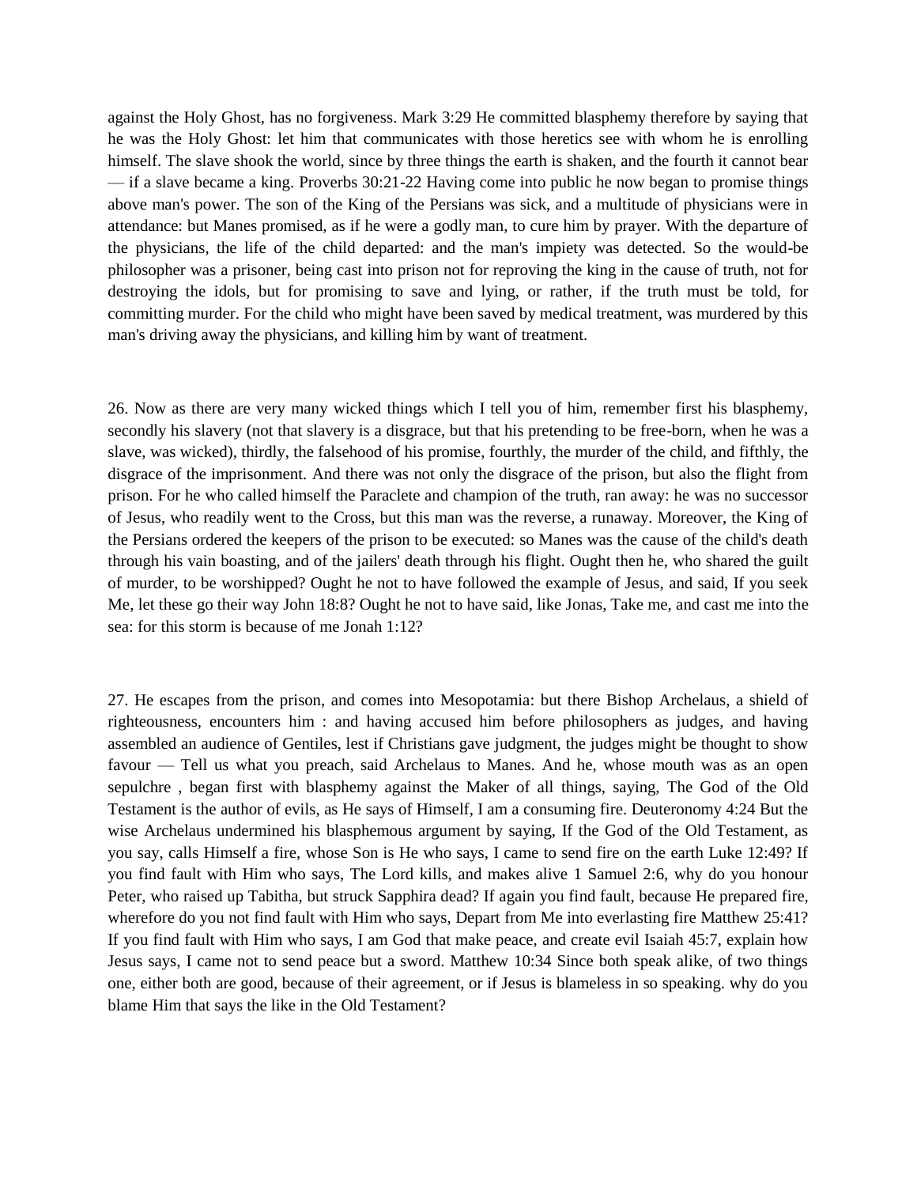against the Holy Ghost, has no forgiveness. Mark 3:29 He committed blasphemy therefore by saying that he was the Holy Ghost: let him that communicates with those heretics see with whom he is enrolling himself. The slave shook the world, since by three things the earth is shaken, and the fourth it cannot bear — if a slave became a king. Proverbs 30:21-22 Having come into public he now began to promise things above man's power. The son of the King of the Persians was sick, and a multitude of physicians were in attendance: but Manes promised, as if he were a godly man, to cure him by prayer. With the departure of the physicians, the life of the child departed: and the man's impiety was detected. So the would-be philosopher was a prisoner, being cast into prison not for reproving the king in the cause of truth, not for destroying the idols, but for promising to save and lying, or rather, if the truth must be told, for committing murder. For the child who might have been saved by medical treatment, was murdered by this man's driving away the physicians, and killing him by want of treatment.

26. Now as there are very many wicked things which I tell you of him, remember first his blasphemy, secondly his slavery (not that slavery is a disgrace, but that his pretending to be free-born, when he was a slave, was wicked), thirdly, the falsehood of his promise, fourthly, the murder of the child, and fifthly, the disgrace of the imprisonment. And there was not only the disgrace of the prison, but also the flight from prison. For he who called himself the Paraclete and champion of the truth, ran away: he was no successor of Jesus, who readily went to the Cross, but this man was the reverse, a runaway. Moreover, the King of the Persians ordered the keepers of the prison to be executed: so Manes was the cause of the child's death through his vain boasting, and of the jailers' death through his flight. Ought then he, who shared the guilt of murder, to be worshipped? Ought he not to have followed the example of Jesus, and said, If you seek Me, let these go their way John 18:8? Ought he not to have said, like Jonas, Take me, and cast me into the sea: for this storm is because of me Jonah 1:12?

27. He escapes from the prison, and comes into Mesopotamia: but there Bishop Archelaus, a shield of righteousness, encounters him : and having accused him before philosophers as judges, and having assembled an audience of Gentiles, lest if Christians gave judgment, the judges might be thought to show favour — Tell us what you preach, said Archelaus to Manes. And he, whose mouth was as an open sepulchre , began first with blasphemy against the Maker of all things, saying, The God of the Old Testament is the author of evils, as He says of Himself, I am a consuming fire. Deuteronomy 4:24 But the wise Archelaus undermined his blasphemous argument by saying, If the God of the Old Testament, as you say, calls Himself a fire, whose Son is He who says, I came to send fire on the earth Luke 12:49? If you find fault with Him who says, The Lord kills, and makes alive 1 Samuel 2:6, why do you honour Peter, who raised up Tabitha, but struck Sapphira dead? If again you find fault, because He prepared fire, wherefore do you not find fault with Him who says, Depart from Me into everlasting fire Matthew 25:41? If you find fault with Him who says, I am God that make peace, and create evil Isaiah 45:7, explain how Jesus says, I came not to send peace but a sword. Matthew 10:34 Since both speak alike, of two things one, either both are good, because of their agreement, or if Jesus is blameless in so speaking. why do you blame Him that says the like in the Old Testament?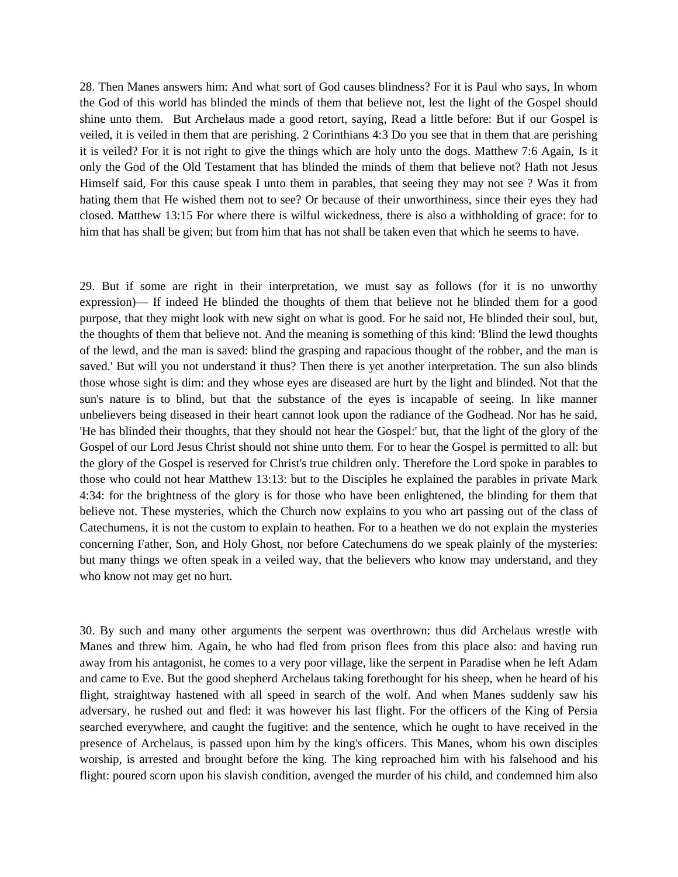28. Then Manes answers him: And what sort of God causes blindness? For it is Paul who says, In whom the God of this world has blinded the minds of them that believe not, lest the light of the Gospel should shine unto them.  But Archelaus made a good retort, saying, Read a little before: But if our Gospel is veiled, it is veiled in them that are perishing. 2 Corinthians 4:3 Do you see that in them that are perishing it is veiled? For it is not right to give the things which are holy unto the dogs. Matthew 7:6 Again, Is it only the God of the Old Testament that has blinded the minds of them that believe not? Hath not Jesus Himself said, For this cause speak I unto them in parables, that seeing they may not see ? Was it from hating them that He wished them not to see? Or because of their unworthiness, since their eyes they had closed. Matthew 13:15 For where there is wilful wickedness, there is also a withholding of grace: for to him that has shall be given; but from him that has not shall be taken even that which he seems to have.

29. But if some are right in their interpretation, we must say as follows (for it is no unworthy expression)— If indeed He blinded the thoughts of them that believe not he blinded them for a good purpose, that they might look with new sight on what is good. For he said not, He blinded their soul, but, the thoughts of them that believe not. And the meaning is something of this kind: 'Blind the lewd thoughts of the lewd, and the man is saved: blind the grasping and rapacious thought of the robber, and the man is saved.' But will you not understand it thus? Then there is yet another interpretation. The sun also blinds those whose sight is dim: and they whose eyes are diseased are hurt by the light and blinded. Not that the sun's nature is to blind, but that the substance of the eyes is incapable of seeing. In like manner unbelievers being diseased in their heart cannot look upon the radiance of the Godhead. Nor has he said, 'He has blinded their thoughts, that they should not hear the Gospel:' but, that the light of the glory of the Gospel of our Lord Jesus Christ should not shine unto them. For to hear the Gospel is permitted to all: but the glory of the Gospel is reserved for Christ's true children only. Therefore the Lord spoke in parables to those who could not hear Matthew 13:13: but to the Disciples he explained the parables in private Mark 4:34: for the brightness of the glory is for those who have been enlightened, the blinding for them that believe not. These mysteries, which the Church now explains to you who art passing out of the class of Catechumens, it is not the custom to explain to heathen. For to a heathen we do not explain the mysteries concerning Father, Son, and Holy Ghost, nor before Catechumens do we speak plainly of the mysteries: but many things we often speak in a veiled way, that the believers who know may understand, and they who know not may get no hurt.

30. By such and many other arguments the serpent was overthrown: thus did Archelaus wrestle with Manes and threw him. Again, he who had fled from prison flees from this place also: and having run away from his antagonist, he comes to a very poor village, like the serpent in Paradise when he left Adam and came to Eve. But the good shepherd Archelaus taking forethought for his sheep, when he heard of his flight, straightway hastened with all speed in search of the wolf. And when Manes suddenly saw his adversary, he rushed out and fled: it was however his last flight. For the officers of the King of Persia searched everywhere, and caught the fugitive: and the sentence, which he ought to have received in the presence of Archelaus, is passed upon him by the king's officers. This Manes, whom his own disciples worship, is arrested and brought before the king. The king reproached him with his falsehood and his flight: poured scorn upon his slavish condition, avenged the murder of his child, and condemned him also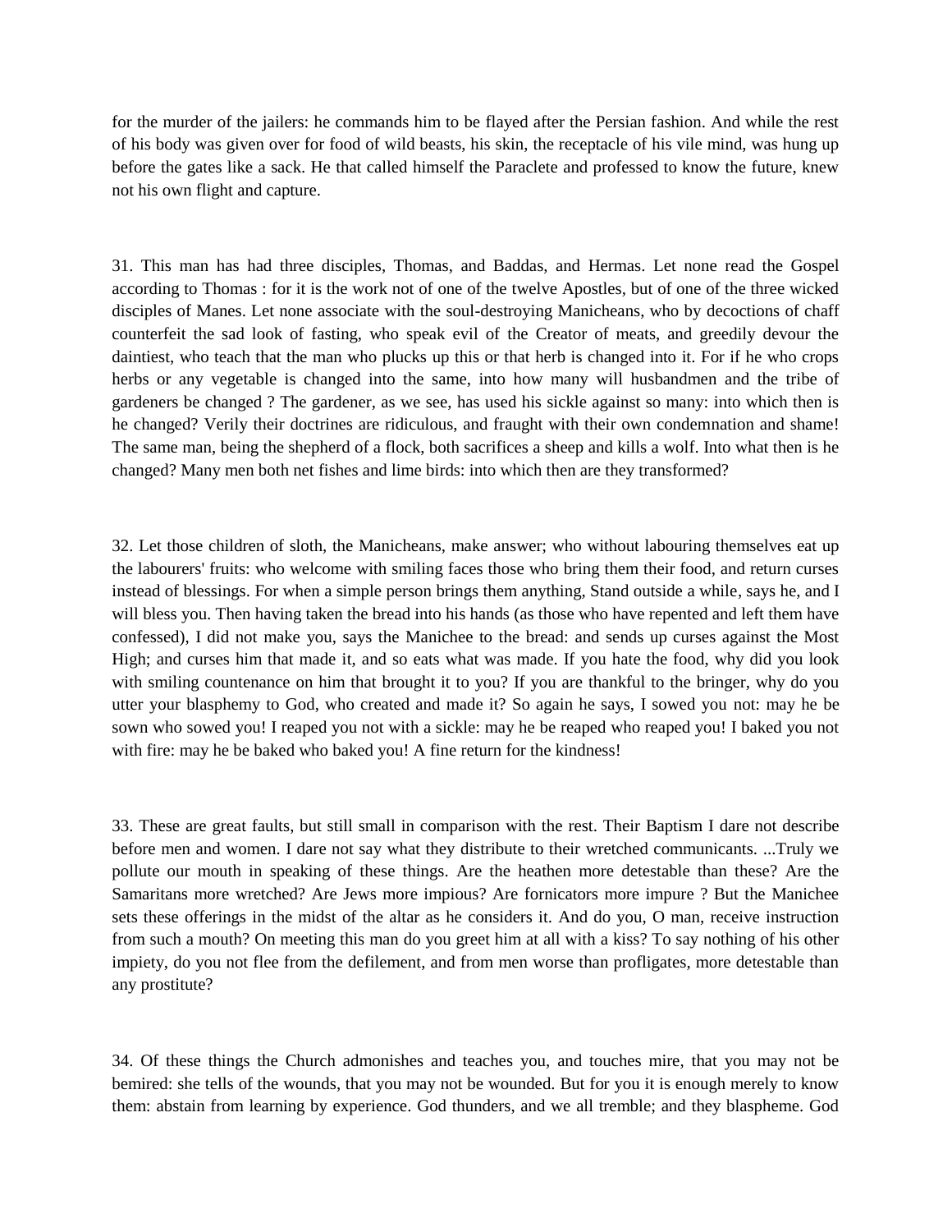for the murder of the jailers: he commands him to be flayed after the Persian fashion. And while the rest of his body was given over for food of wild beasts, his skin, the receptacle of his vile mind, was hung up before the gates like a sack. He that called himself the Paraclete and professed to know the future, knew not his own flight and capture.

31. This man has had three disciples, Thomas, and Baddas, and Hermas. Let none read the Gospel according to Thomas : for it is the work not of one of the twelve Apostles, but of one of the three wicked disciples of Manes. Let none associate with the soul-destroying Manicheans, who by decoctions of chaff counterfeit the sad look of fasting, who speak evil of the Creator of meats, and greedily devour the daintiest, who teach that the man who plucks up this or that herb is changed into it. For if he who crops herbs or any vegetable is changed into the same, into how many will husbandmen and the tribe of gardeners be changed ? The gardener, as we see, has used his sickle against so many: into which then is he changed? Verily their doctrines are ridiculous, and fraught with their own condemnation and shame! The same man, being the shepherd of a flock, both sacrifices a sheep and kills a wolf. Into what then is he changed? Many men both net fishes and lime birds: into which then are they transformed?

32. Let those children of sloth, the Manicheans, make answer; who without labouring themselves eat up the labourers' fruits: who welcome with smiling faces those who bring them their food, and return curses instead of blessings. For when a simple person brings them anything, Stand outside a while, says he, and I will bless you. Then having taken the bread into his hands (as those who have repented and left them have confessed), I did not make you, says the Manichee to the bread: and sends up curses against the Most High; and curses him that made it, and so eats what was made. If you hate the food, why did you look with smiling countenance on him that brought it to you? If you are thankful to the bringer, why do you utter your blasphemy to God, who created and made it? So again he says, I sowed you not: may he be sown who sowed you! I reaped you not with a sickle: may he be reaped who reaped you! I baked you not with fire: may he be baked who baked you! A fine return for the kindness!

33. These are great faults, but still small in comparison with the rest. Their Baptism I dare not describe before men and women. I dare not say what they distribute to their wretched communicants. ...Truly we pollute our mouth in speaking of these things. Are the heathen more detestable than these? Are the Samaritans more wretched? Are Jews more impious? Are fornicators more impure ? But the Manichee sets these offerings in the midst of the altar as he considers it. And do you, O man, receive instruction from such a mouth? On meeting this man do you greet him at all with a kiss? To say nothing of his other impiety, do you not flee from the defilement, and from men worse than profligates, more detestable than any prostitute?

34. Of these things the Church admonishes and teaches you, and touches mire, that you may not be bemired: she tells of the wounds, that you may not be wounded. But for you it is enough merely to know them: abstain from learning by experience. God thunders, and we all tremble; and they blaspheme. God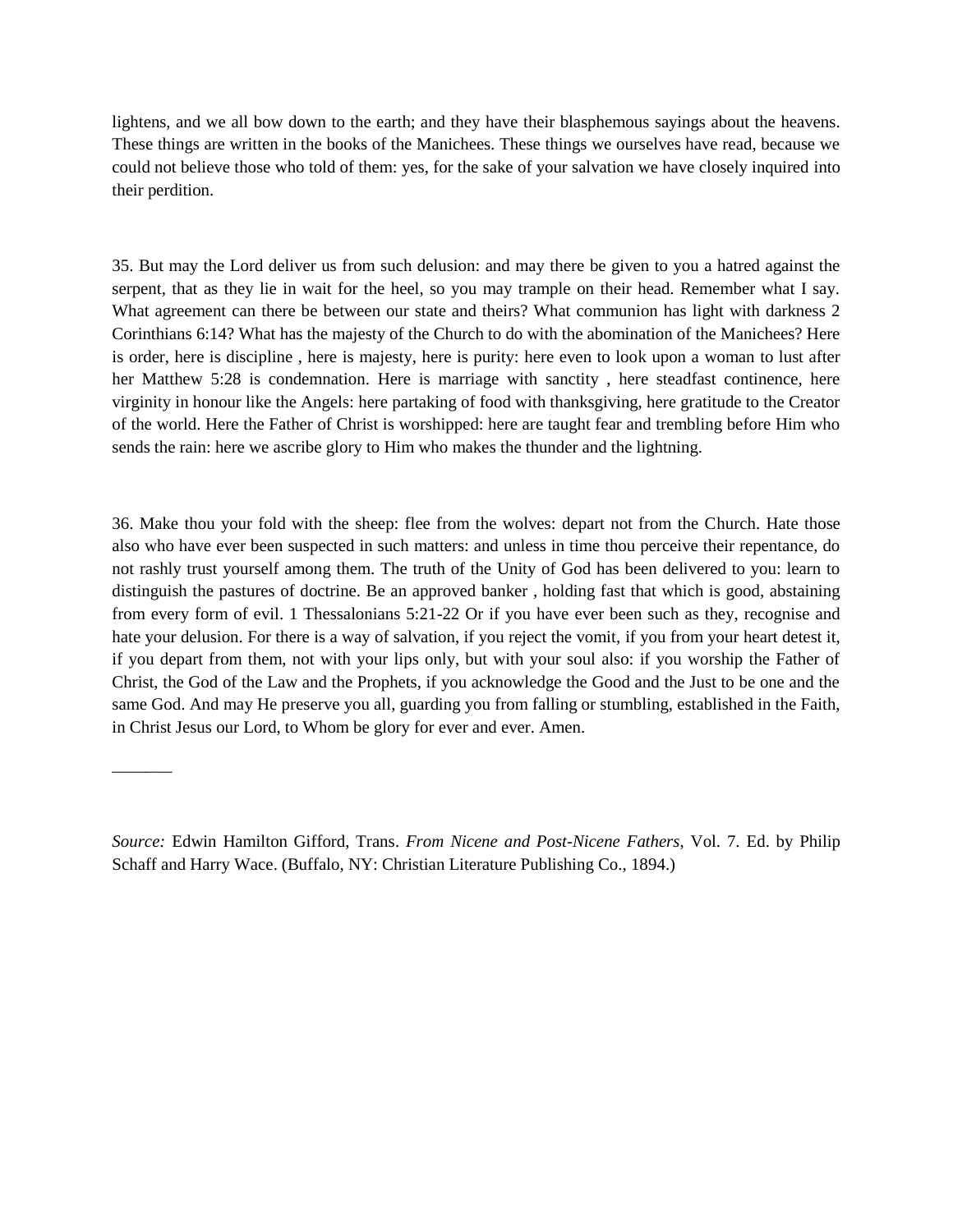lightens, and we all bow down to the earth; and they have their blasphemous sayings about the heavens. These things are written in the books of the Manichees. These things we ourselves have read, because we could not believe those who told of them: yes, for the sake of your salvation we have closely inquired into their perdition.

35. But may the Lord deliver us from such delusion: and may there be given to you a hatred against the serpent, that as they lie in wait for the heel, so you may trample on their head. Remember what I say. What agreement can there be between our state and theirs? What communion has light with darkness 2 Corinthians 6:14? What has the majesty of the Church to do with the abomination of the Manichees? Here is order, here is discipline , here is majesty, here is purity: here even to look upon a woman to lust after her Matthew 5:28 is condemnation. Here is marriage with sanctity , here steadfast continence, here virginity in honour like the Angels: here partaking of food with thanksgiving, here gratitude to the Creator of the world. Here the Father of Christ is worshipped: here are taught fear and trembling before Him who sends the rain: here we ascribe glory to Him who makes the thunder and the lightning.

36. Make thou your fold with the sheep: flee from the wolves: depart not from the Church. Hate those also who have ever been suspected in such matters: and unless in time thou perceive their repentance, do not rashly trust yourself among them. The truth of the Unity of God has been delivered to you: learn to distinguish the pastures of doctrine. Be an approved banker , holding fast that which is good, abstaining from every form of evil. 1 Thessalonians 5:21-22 Or if you have ever been such as they, recognise and hate your delusion. For there is a way of salvation, if you reject the vomit, if you from your heart detest it, if you depart from them, not with your lips only, but with your soul also: if you worship the Father of Christ, the God of the Law and the Prophets, if you acknowledge the Good and the Just to be one and the same God. And may He preserve you all, guarding you from falling or stumbling, established in the Faith, in Christ Jesus our Lord, to Whom be glory for ever and ever. Amen.

_______

*Source:* Edwin Hamilton Gifford, Trans. *From Nicene and Post-Nicene Fathers*, Vol. 7. Ed. by Philip Schaff and Harry Wace. (Buffalo, NY: Christian Literature Publishing Co., 1894.)